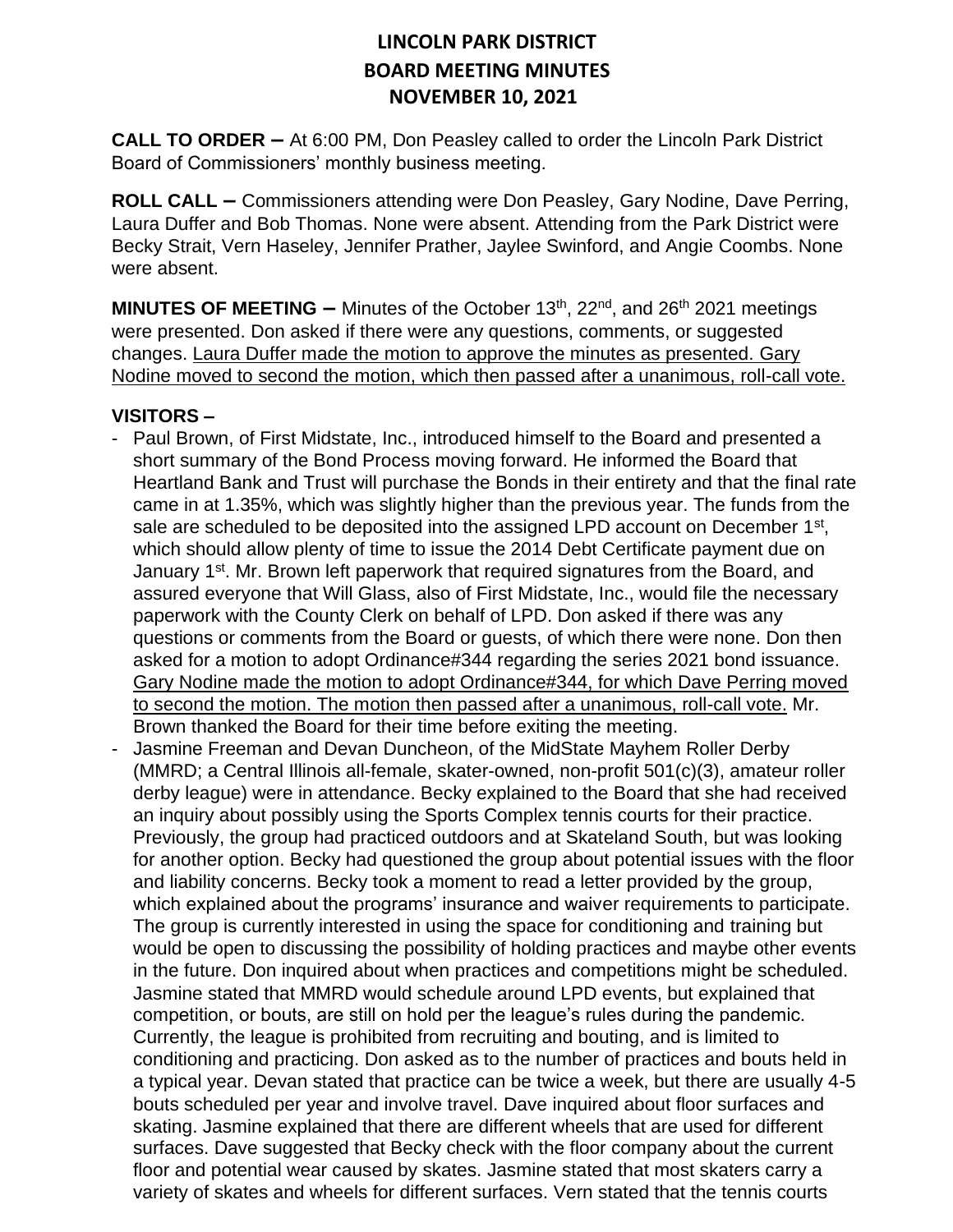# LINCOLN PARK DISTRICT
# BOARD MEETING MINUTES
# NOVEMBER 10, 2021

**CALL TO ORDER –** At 6:00 PM, Don Peasley called to order the Lincoln Park District Board of Commissioners' monthly business meeting.

**ROLL CALL –** Commissioners attending were Don Peasley, Gary Nodine, Dave Perring, Laura Duffer and Bob Thomas. None were absent. Attending from the Park District were Becky Strait, Vern Haseley, Jennifer Prather, Jaylee Swinford, and Angie Coombs. None were absent.

**MINUTES OF MEETING –** Minutes of the October 13th, 22nd, and 26th 2021 meetings were presented. Don asked if there were any questions, comments, or suggested changes. Laura Duffer made the motion to approve the minutes as presented. Gary Nodine moved to second the motion, which then passed after a unanimous, roll-call vote.

## VISITORS –

- Paul Brown, of First Midstate, Inc., introduced himself to the Board and presented a short summary of the Bond Process moving forward. He informed the Board that Heartland Bank and Trust will purchase the Bonds in their entirety and that the final rate came in at 1.35%, which was slightly higher than the previous year. The funds from the sale are scheduled to be deposited into the assigned LPD account on December 1st, which should allow plenty of time to issue the 2014 Debt Certificate payment due on January 1st. Mr. Brown left paperwork that required signatures from the Board, and assured everyone that Will Glass, also of First Midstate, Inc., would file the necessary paperwork with the County Clerk on behalf of LPD. Don asked if there was any questions or comments from the Board or guests, of which there were none. Don then asked for a motion to adopt Ordinance#344 regarding the series 2021 bond issuance. Gary Nodine made the motion to adopt Ordinance#344, for which Dave Perring moved to second the motion. The motion then passed after a unanimous, roll-call vote. Mr. Brown thanked the Board for their time before exiting the meeting.
- Jasmine Freeman and Devan Duncheon, of the MidState Mayhem Roller Derby (MMRD; a Central Illinois all-female, skater-owned, non-profit 501(c)(3), amateur roller derby league) were in attendance. Becky explained to the Board that she had received an inquiry about possibly using the Sports Complex tennis courts for their practice. Previously, the group had practiced outdoors and at Skateland South, but was looking for another option. Becky had questioned the group about potential issues with the floor and liability concerns. Becky took a moment to read a letter provided by the group, which explained about the programs' insurance and waiver requirements to participate. The group is currently interested in using the space for conditioning and training but would be open to discussing the possibility of holding practices and maybe other events in the future. Don inquired about when practices and competitions might be scheduled. Jasmine stated that MMRD would schedule around LPD events, but explained that competition, or bouts, are still on hold per the league's rules during the pandemic. Currently, the league is prohibited from recruiting and bouting, and is limited to conditioning and practicing. Don asked as to the number of practices and bouts held in a typical year. Devan stated that practice can be twice a week, but there are usually 4-5 bouts scheduled per year and involve travel. Dave inquired about floor surfaces and skating. Jasmine explained that there are different wheels that are used for different surfaces. Dave suggested that Becky check with the floor company about the current floor and potential wear caused by skates. Jasmine stated that most skaters carry a variety of skates and wheels for different surfaces. Vern stated that the tennis courts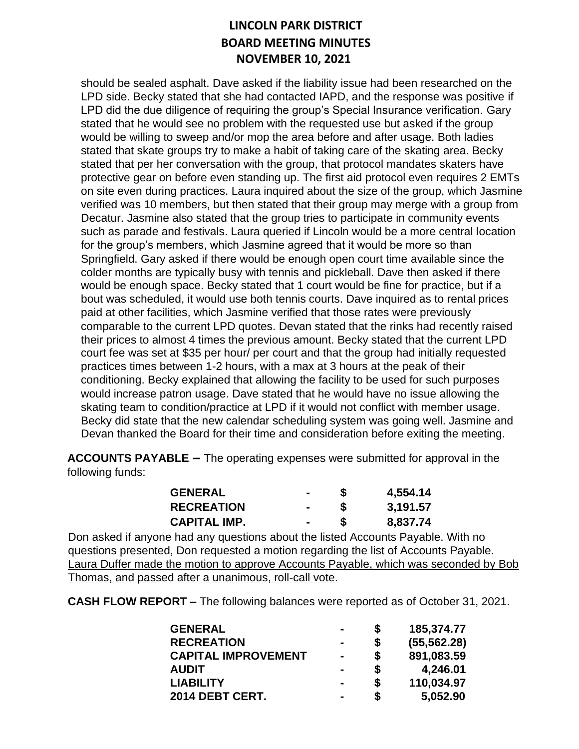should be sealed asphalt. Dave asked if the liability issue had been researched on the LPD side. Becky stated that she had contacted IAPD, and the response was positive if LPD did the due diligence of requiring the group's Special Insurance verification. Gary stated that he would see no problem with the requested use but asked if the group would be willing to sweep and/or mop the area before and after usage. Both ladies stated that skate groups try to make a habit of taking care of the skating area. Becky stated that per her conversation with the group, that protocol mandates skaters have protective gear on before even standing up. The first aid protocol even requires 2 EMTs on site even during practices. Laura inquired about the size of the group, which Jasmine verified was 10 members, but then stated that their group may merge with a group from Decatur. Jasmine also stated that the group tries to participate in community events such as parade and festivals. Laura queried if Lincoln would be a more central location for the group's members, which Jasmine agreed that it would be more so than Springfield. Gary asked if there would be enough open court time available since the colder months are typically busy with tennis and pickleball. Dave then asked if there would be enough space. Becky stated that 1 court would be fine for practice, but if a bout was scheduled, it would use both tennis courts. Dave inquired as to rental prices paid at other facilities, which Jasmine verified that those rates were previously comparable to the current LPD quotes. Devan stated that the rinks had recently raised their prices to almost 4 times the previous amount. Becky stated that the current LPD court fee was set at $35 per hour/ per court and that the group had initially requested practices times between 1-2 hours, with a max at 3 hours at the peak of their conditioning. Becky explained that allowing the facility to be used for such purposes would increase patron usage. Dave stated that he would have no issue allowing the skating team to condition/practice at LPD if it would not conflict with member usage. Becky did state that the new calendar scheduling system was going well. Jasmine and Devan thanked the Board for their time and consideration before exiting the meeting.

**ACCOUNTS PAYABLE –** The operating expenses were submitted for approval in the following funds:

| | | | |
|---|---|---|---|
| **GENERAL** | **-** | **$** | **4,554.14** |
| **RECREATION** | **-** | **$** | **3,191.57** |
| **CAPITAL IMP.** | **-** | **$** | **8,837.74** |

Don asked if anyone had any questions about the listed Accounts Payable. With no questions presented, Don requested a motion regarding the list of Accounts Payable. <u>Laura Duffer made the motion to approve Accounts Payable, which was seconded by Bob Thomas, and passed after a unanimous, roll-call vote.</u>

**CASH FLOW REPORT –** The following balances were reported as of October 31, 2021.

| | | | |
|---|---|---|---|
| **GENERAL** | **-** | **$** | **185,374.77** |
| **RECREATION** | **-** | **$** | **(55,562.28)** |
| **CAPITAL IMPROVEMENT** | **-** | **$** | **891,083.59** |
| **AUDIT** | **-** | **$** | **4,246.01** |
| **LIABILITY** | **-** | **$** | **110,034.97** |
| **2014 DEBT CERT.** | **-** | **$** | **5,052.90** |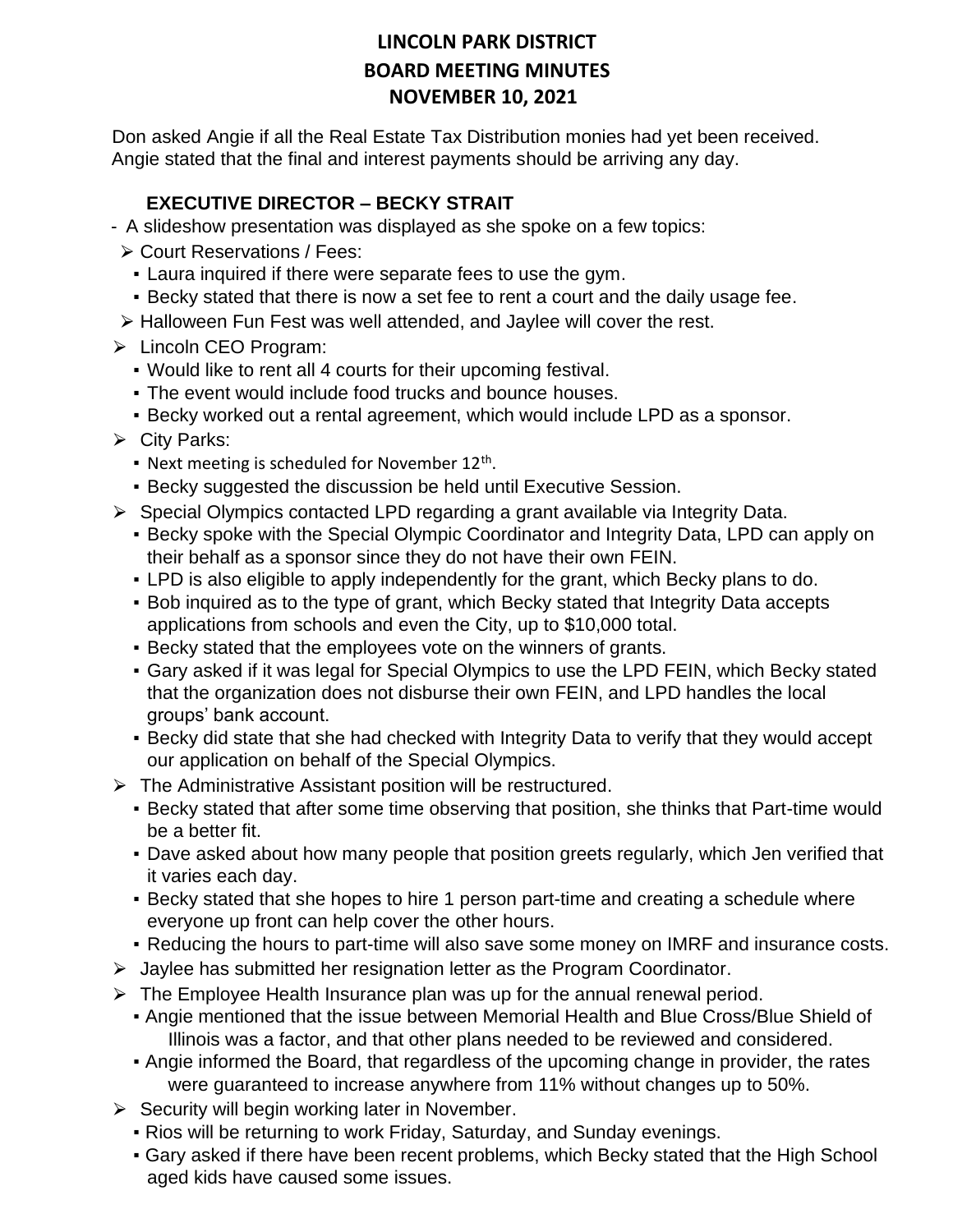# LINCOLN PARK DISTRICT
# BOARD MEETING MINUTES
# NOVEMBER 10, 2021

Don asked Angie if all the Real Estate Tax Distribution monies had yet been received. Angie stated that the final and interest payments should be arriving any day.

### EXECUTIVE DIRECTOR – BECKY STRAIT

- A slideshow presentation was displayed as she spoke on a few topics:
  - Court Reservations / Fees:
    - Laura inquired if there were separate fees to use the gym.
    - Becky stated that there is now a set fee to rent a court and the daily usage fee.
  - Halloween Fun Fest was well attended, and Jaylee will cover the rest.
  - Lincoln CEO Program:
    - Would like to rent all 4 courts for their upcoming festival.
    - The event would include food trucks and bounce houses.
    - Becky worked out a rental agreement, which would include LPD as a sponsor.
  - City Parks:
    - Next meeting is scheduled for November 12th.
    - Becky suggested the discussion be held until Executive Session.
  - Special Olympics contacted LPD regarding a grant available via Integrity Data.
    - Becky spoke with the Special Olympic Coordinator and Integrity Data, LPD can apply on their behalf as a sponsor since they do not have their own FEIN.
    - LPD is also eligible to apply independently for the grant, which Becky plans to do.
    - Bob inquired as to the type of grant, which Becky stated that Integrity Data accepts applications from schools and even the City, up to $10,000 total.
    - Becky stated that the employees vote on the winners of grants.
    - Gary asked if it was legal for Special Olympics to use the LPD FEIN, which Becky stated that the organization does not disburse their own FEIN, and LPD handles the local groups' bank account.
    - Becky did state that she had checked with Integrity Data to verify that they would accept our application on behalf of the Special Olympics.
  - The Administrative Assistant position will be restructured.
    - Becky stated that after some time observing that position, she thinks that Part-time would be a better fit.
    - Dave asked about how many people that position greets regularly, which Jen verified that it varies each day.
    - Becky stated that she hopes to hire 1 person part-time and creating a schedule where everyone up front can help cover the other hours.
    - Reducing the hours to part-time will also save some money on IMRF and insurance costs.
  - Jaylee has submitted her resignation letter as the Program Coordinator.
  - The Employee Health Insurance plan was up for the annual renewal period.
    - Angie mentioned that the issue between Memorial Health and Blue Cross/Blue Shield of Illinois was a factor, and that other plans needed to be reviewed and considered.
    - Angie informed the Board, that regardless of the upcoming change in provider, the rates were guaranteed to increase anywhere from 11% without changes up to 50%.
  - Security will begin working later in November.
    - Rios will be returning to work Friday, Saturday, and Sunday evenings.
    - Gary asked if there have been recent problems, which Becky stated that the High School aged kids have caused some issues.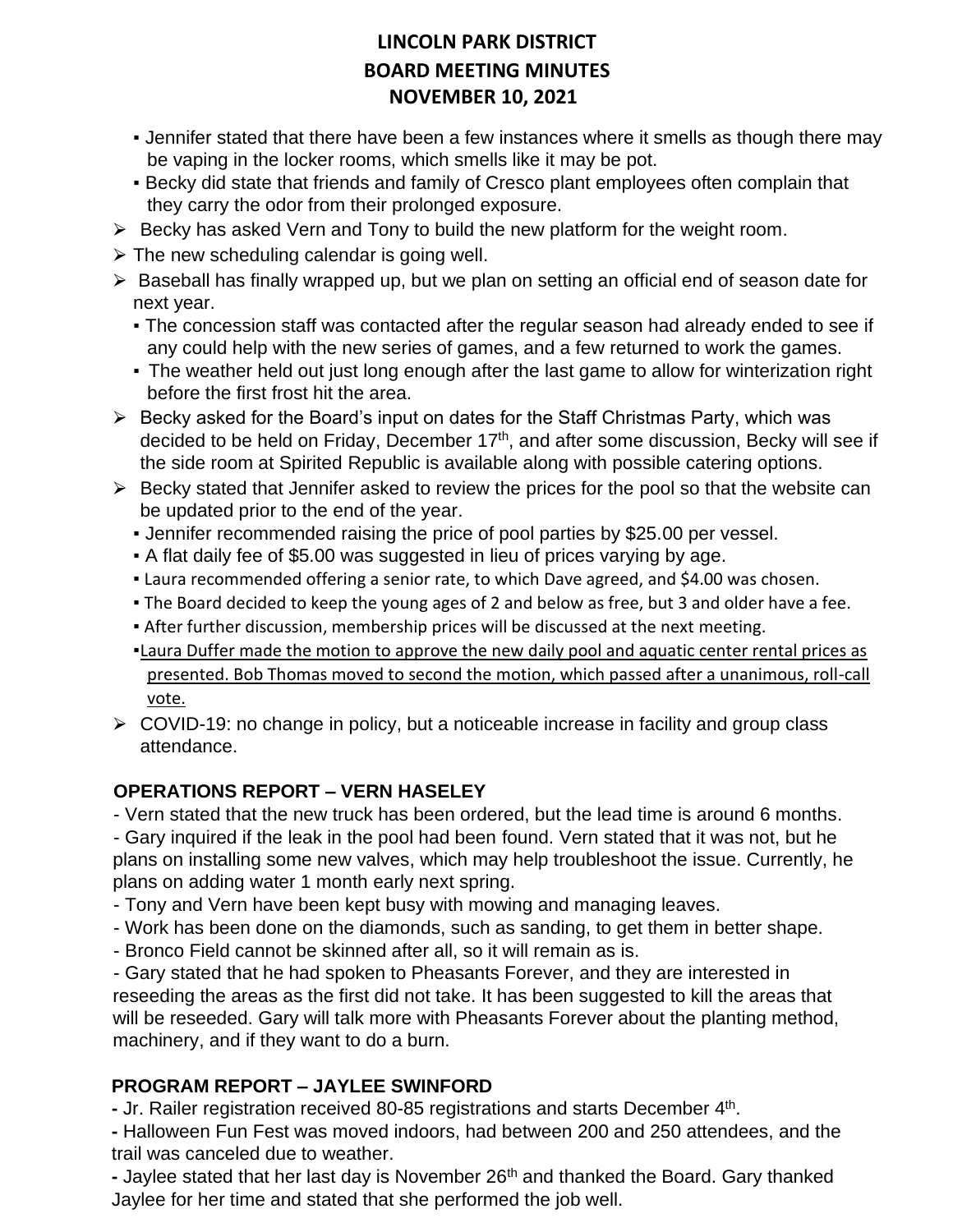- Jennifer stated that there have been a few instances where it smells as though there may be vaping in the locker rooms, which smells like it may be pot.
- Becky did state that friends and family of Cresco plant employees often complain that they carry the odor from their prolonged exposure.

- Becky has asked Vern and Tony to build the new platform for the weight room.
- The new scheduling calendar is going well.
- Baseball has finally wrapped up, but we plan on setting an official end of season date for next year.
  - The concession staff was contacted after the regular season had already ended to see if any could help with the new series of games, and a few returned to work the games.
  - The weather held out just long enough after the last game to allow for winterization right before the first frost hit the area.
- Becky asked for the Board's input on dates for the Staff Christmas Party, which was decided to be held on Friday, December 17th, and after some discussion, Becky will see if the side room at Spirited Republic is available along with possible catering options.
- Becky stated that Jennifer asked to review the prices for the pool so that the website can be updated prior to the end of the year.
  - Jennifer recommended raising the price of pool parties by $25.00 per vessel.
  - A flat daily fee of $5.00 was suggested in lieu of prices varying by age.
  - Laura recommended offering a senior rate, to which Dave agreed, and $4.00 was chosen.
  - The Board decided to keep the young ages of 2 and below as free, but 3 and older have a fee.
  - After further discussion, membership prices will be discussed at the next meeting.
  - Laura Duffer made the motion to approve the new daily pool and aquatic center rental prices as presented. Bob Thomas moved to second the motion, which passed after a unanimous, roll-call vote.
- COVID-19: no change in policy, but a noticeable increase in facility and group class attendance.

## OPERATIONS REPORT – VERN HASELEY

- Vern stated that the new truck has been ordered, but the lead time is around 6 months.
- Gary inquired if the leak in the pool had been found. Vern stated that it was not, but he plans on installing some new valves, which may help troubleshoot the issue. Currently, he plans on adding water 1 month early next spring.
- Tony and Vern have been kept busy with mowing and managing leaves.
- Work has been done on the diamonds, such as sanding, to get them in better shape.
- Bronco Field cannot be skinned after all, so it will remain as is.
- Gary stated that he had spoken to Pheasants Forever, and they are interested in reseeding the areas as the first did not take. It has been suggested to kill the areas that will be reseeded. Gary will talk more with Pheasants Forever about the planting method, machinery, and if they want to do a burn.

## PROGRAM REPORT – JAYLEE SWINFORD

- Jr. Railer registration received 80-85 registrations and starts December 4th.
- Halloween Fun Fest was moved indoors, had between 200 and 250 attendees, and the trail was canceled due to weather.
- Jaylee stated that her last day is November 26th and thanked the Board. Gary thanked Jaylee for her time and stated that she performed the job well.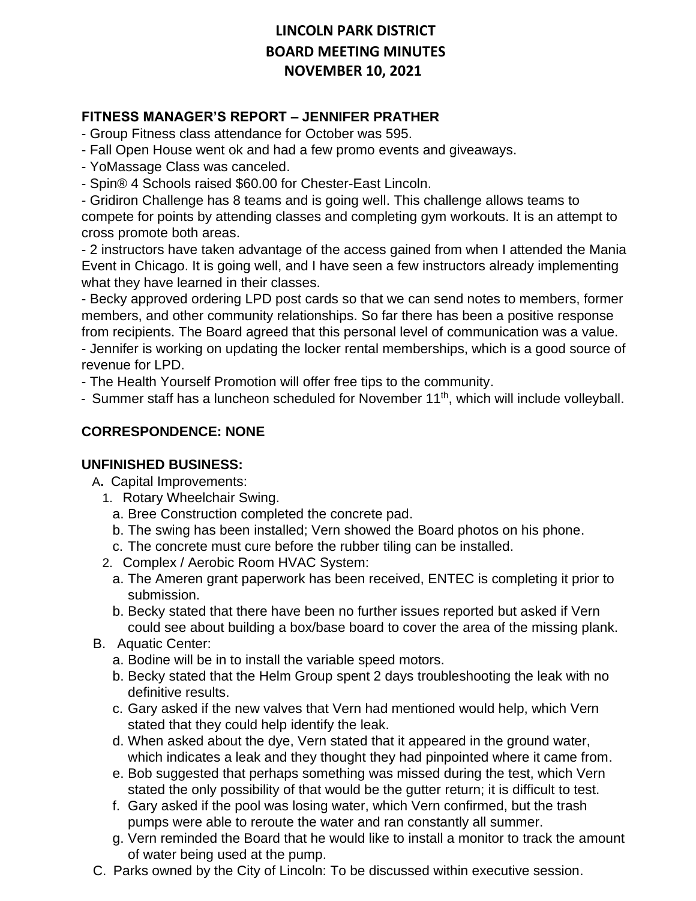# LINCOLN PARK DISTRICT
# BOARD MEETING MINUTES
# NOVEMBER 10, 2021

**FITNESS MANAGER'S REPORT – JENNIFER PRATHER**

- Group Fitness class attendance for October was 595.
- Fall Open House went ok and had a few promo events and giveaways.
- YoMassage Class was canceled.
- Spin® 4 Schools raised $60.00 for Chester-East Lincoln.
- Gridiron Challenge has 8 teams and is going well. This challenge allows teams to compete for points by attending classes and completing gym workouts. It is an attempt to cross promote both areas.
- 2 instructors have taken advantage of the access gained from when I attended the Mania Event in Chicago. It is going well, and I have seen a few instructors already implementing what they have learned in their classes.
- Becky approved ordering LPD post cards so that we can send notes to members, former members, and other community relationships. So far there has been a positive response from recipients. The Board agreed that this personal level of communication was a value.
- Jennifer is working on updating the locker rental memberships, which is a good source of revenue for LPD.
- The Health Yourself Promotion will offer free tips to the community.
- Summer staff has a luncheon scheduled for November 11th, which will include volleyball.

**CORRESPONDENCE: NONE**

**UNFINISHED BUSINESS:**

A. Capital Improvements:
  1. Rotary Wheelchair Swing.
     a. Bree Construction completed the concrete pad.
     b. The swing has been installed; Vern showed the Board photos on his phone.
     c. The concrete must cure before the rubber tiling can be installed.
  2. Complex / Aerobic Room HVAC System:
     a. The Ameren grant paperwork has been received, ENTEC is completing it prior to submission.
     b. Becky stated that there have been no further issues reported but asked if Vern could see about building a box/base board to cover the area of the missing plank.

B. Aquatic Center:
  a. Bodine will be in to install the variable speed motors.
  b. Becky stated that the Helm Group spent 2 days troubleshooting the leak with no definitive results.
  c. Gary asked if the new valves that Vern had mentioned would help, which Vern stated that they could help identify the leak.
  d. When asked about the dye, Vern stated that it appeared in the ground water, which indicates a leak and they thought they had pinpointed where it came from.
  e. Bob suggested that perhaps something was missed during the test, which Vern stated the only possibility of that would be the gutter return; it is difficult to test.
  f. Gary asked if the pool was losing water, which Vern confirmed, but the trash pumps were able to reroute the water and ran constantly all summer.
  g. Vern reminded the Board that he would like to install a monitor to track the amount of water being used at the pump.

C. Parks owned by the City of Lincoln: To be discussed within executive session.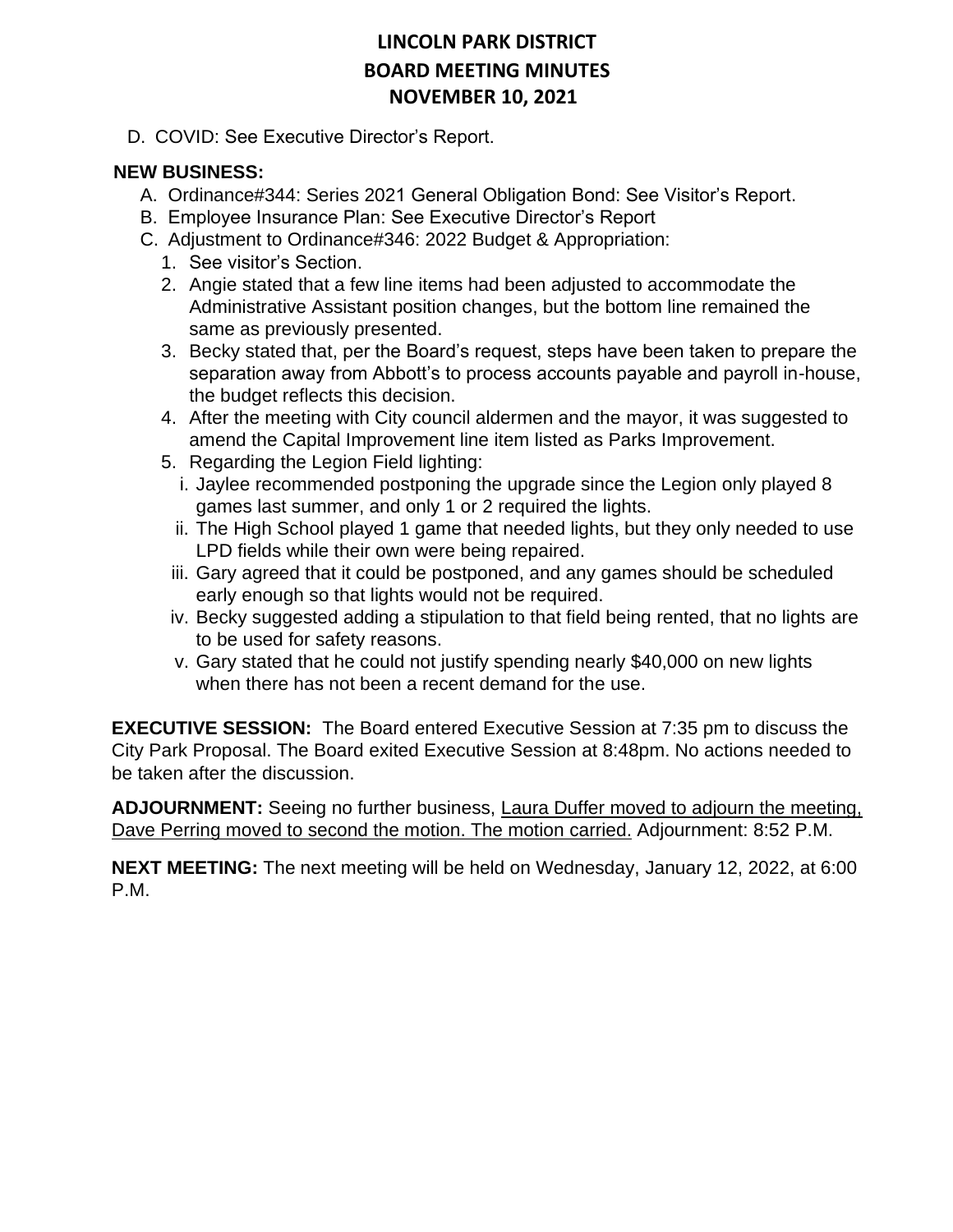D. COVID: See Executive Director's Report.

**NEW BUSINESS:**

A. Ordinance#344: Series 2021 General Obligation Bond: See Visitor's Report.
B. Employee Insurance Plan: See Executive Director's Report
C. Adjustment to Ordinance#346: 2022 Budget & Appropriation:
   1. See visitor's Section.
   2. Angie stated that a few line items had been adjusted to accommodate the Administrative Assistant position changes, but the bottom line remained the same as previously presented.
   3. Becky stated that, per the Board's request, steps have been taken to prepare the separation away from Abbott's to process accounts payable and payroll in-house, the budget reflects this decision.
   4. After the meeting with City council aldermen and the mayor, it was suggested to amend the Capital Improvement line item listed as Parks Improvement.
   5. Regarding the Legion Field lighting:
      i. Jaylee recommended postponing the upgrade since the Legion only played 8 games last summer, and only 1 or 2 required the lights.
      ii. The High School played 1 game that needed lights, but they only needed to use LPD fields while their own were being repaired.
      iii. Gary agreed that it could be postponed, and any games should be scheduled early enough so that lights would not be required.
      iv. Becky suggested adding a stipulation to that field being rented, that no lights are to be used for safety reasons.
      v. Gary stated that he could not justify spending nearly $40,000 on new lights when there has not been a recent demand for the use.

**EXECUTIVE SESSION:** The Board entered Executive Session at 7:35 pm to discuss the City Park Proposal. The Board exited Executive Session at 8:48pm. No actions needed to be taken after the discussion.

**ADJOURNMENT:** Seeing no further business, <u>Laura Duffer moved to adjourn the meeting, Dave Perring moved to second the motion. The motion carried.</u> Adjournment: 8:52 P.M.

**NEXT MEETING:** The next meeting will be held on Wednesday, January 12, 2022, at 6:00 P.M.